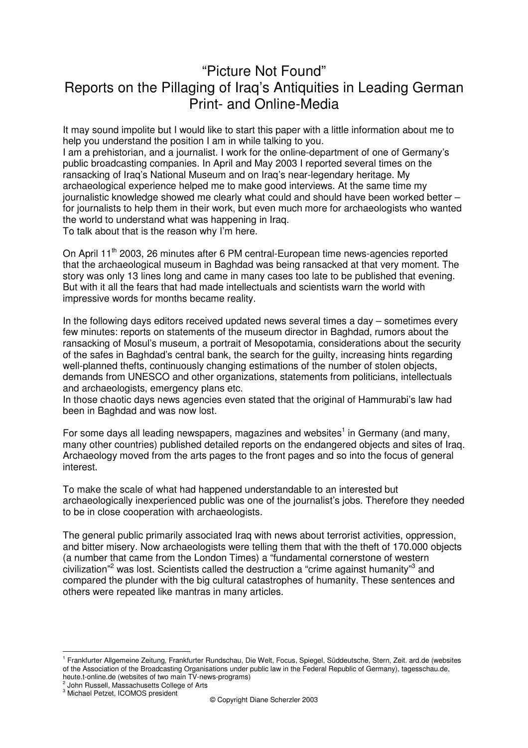# "Picture Not Found"
# Reports on the Pillaging of Iraq's Antiquities in Leading German Print- and Online-Media

It may sound impolite but I would like to start this paper with a little information about me to help you understand the position I am in while talking to you.
I am a prehistorian, and a journalist. I work for the online-department of one of Germany's public broadcasting companies. In April and May 2003 I reported several times on the ransacking of Iraq's National Museum and on Iraq's near-legendary heritage. My archaeological experience helped me to make good interviews. At the same time my journalistic knowledge showed me clearly what could and should have been worked better – for journalists to help them in their work, but even much more for archaeologists who wanted the world to understand what was happening in Iraq.
To talk about that is the reason why I'm here.

On April 11th 2003, 26 minutes after 6 PM central-European time news-agencies reported that the archaeological museum in Baghdad was being ransacked at that very moment. The story was only 13 lines long and came in many cases too late to be published that evening. But with it all the fears that had made intellectuals and scientists warn the world with impressive words for months became reality.

In the following days editors received updated news several times a day – sometimes every few minutes: reports on statements of the museum director in Baghdad, rumors about the ransacking of Mosul's museum, a portrait of Mesopotamia, considerations about the security of the safes in Baghdad's central bank, the search for the guilty, increasing hints regarding well-planned thefts, continuously changing estimations of the number of stolen objects, demands from UNESCO and other organizations, statements from politicians, intellectuals and archaeologists, emergency plans etc.
In those chaotic days news agencies even stated that the original of Hammurabi's law had been in Baghdad and was now lost.

For some days all leading newspapers, magazines and websites[1] in Germany (and many, many other countries) published detailed reports on the endangered objects and sites of Iraq. Archaeology moved from the arts pages to the front pages and so into the focus of general interest.

To make the scale of what had happened understandable to an interested but archaeologically inexperienced public was one of the journalist's jobs. Therefore they needed to be in close cooperation with archaeologists.

The general public primarily associated Iraq with news about terrorist activities, oppression, and bitter misery. Now archaeologists were telling them that with the theft of 170.000 objects (a number that came from the London Times) a "fundamental cornerstone of western civilization"[2] was lost. Scientists called the destruction a "crime against humanity"[3] and compared the plunder with the big cultural catastrophes of humanity. These sentences and others were repeated like mantras in many articles.

---

[1] Frankfurter Allgemeine Zeitung, Frankfurter Rundschau, Die Welt, Focus, Spiegel, Süddeutsche, Stern, Zeit. ard.de (websites of the Association of the Broadcasting Organisations under public law in the Federal Republic of Germany), tagesschau.de, heute.t-online.de (websites of two main TV-news-programs)

[2] John Russell, Massachusetts College of Arts

[3] Michael Petzet, ICOMOS president

© Copyright Diane Scherzler 2003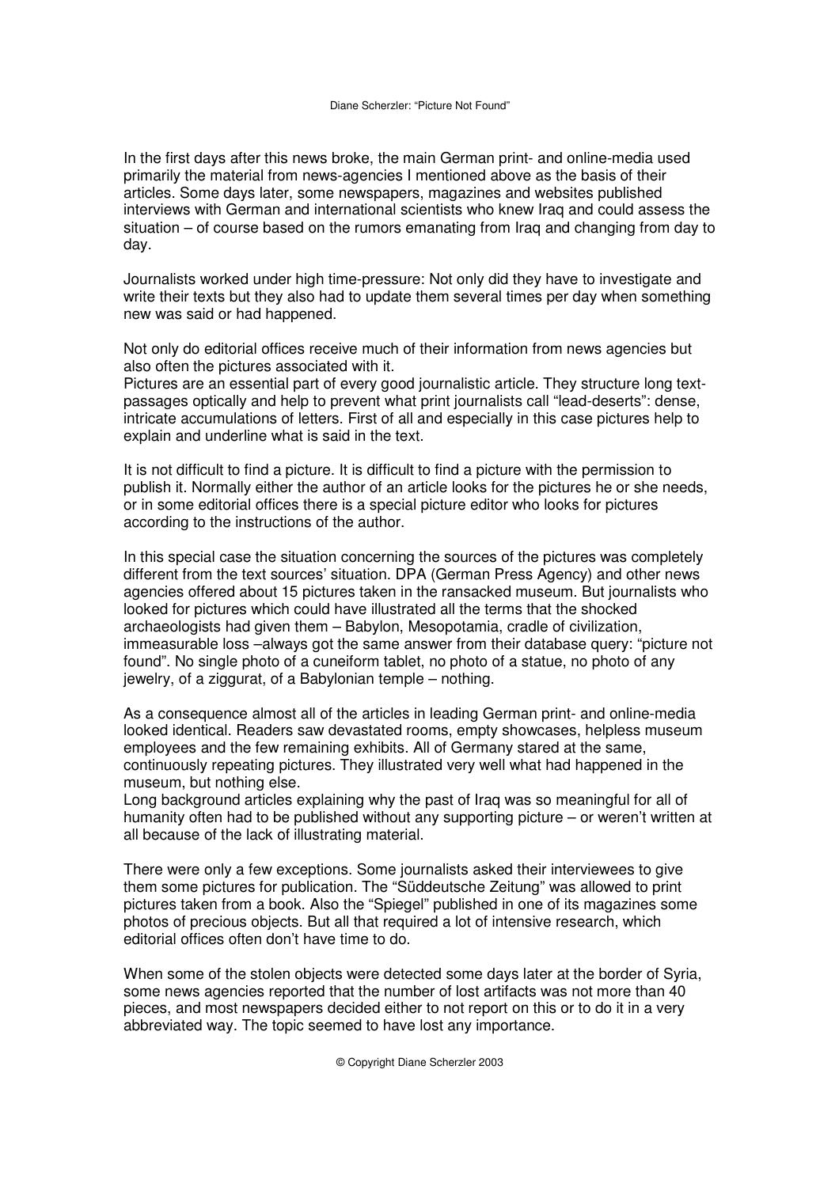In the first days after this news broke, the main German print- and online-media used primarily the material from news-agencies I mentioned above as the basis of their articles. Some days later, some newspapers, magazines and websites published interviews with German and international scientists who knew Iraq and could assess the situation – of course based on the rumors emanating from Iraq and changing from day to day.

Journalists worked under high time-pressure: Not only did they have to investigate and write their texts but they also had to update them several times per day when something new was said or had happened.

Not only do editorial offices receive much of their information from news agencies but also often the pictures associated with it.
Pictures are an essential part of every good journalistic article. They structure long text-passages optically and help to prevent what print journalists call "lead-deserts": dense, intricate accumulations of letters. First of all and especially in this case pictures help to explain and underline what is said in the text.

It is not difficult to find a picture. It is difficult to find a picture with the permission to publish it. Normally either the author of an article looks for the pictures he or she needs, or in some editorial offices there is a special picture editor who looks for pictures according to the instructions of the author.

In this special case the situation concerning the sources of the pictures was completely different from the text sources' situation. DPA (German Press Agency) and other news agencies offered about 15 pictures taken in the ransacked museum. But journalists who looked for pictures which could have illustrated all the terms that the shocked archaeologists had given them – Babylon, Mesopotamia, cradle of civilization, immeasurable loss –always got the same answer from their database query: "picture not found". No single photo of a cuneiform tablet, no photo of a statue, no photo of any jewelry, of a ziggurat, of a Babylonian temple – nothing.

As a consequence almost all of the articles in leading German print- and online-media looked identical. Readers saw devastated rooms, empty showcases, helpless museum employees and the few remaining exhibits. All of Germany stared at the same, continuously repeating pictures. They illustrated very well what had happened in the museum, but nothing else.
Long background articles explaining why the past of Iraq was so meaningful for all of humanity often had to be published without any supporting picture – or weren't written at all because of the lack of illustrating material.

There were only a few exceptions. Some journalists asked their interviewees to give them some pictures for publication. The "Süddeutsche Zeitung" was allowed to print pictures taken from a book. Also the "Spiegel" published in one of its magazines some photos of precious objects. But all that required a lot of intensive research, which editorial offices often don't have time to do.

When some of the stolen objects were detected some days later at the border of Syria, some news agencies reported that the number of lost artifacts was not more than 40 pieces, and most newspapers decided either to not report on this or to do it in a very abbreviated way. The topic seemed to have lost any importance.

© Copyright Diane Scherzler 2003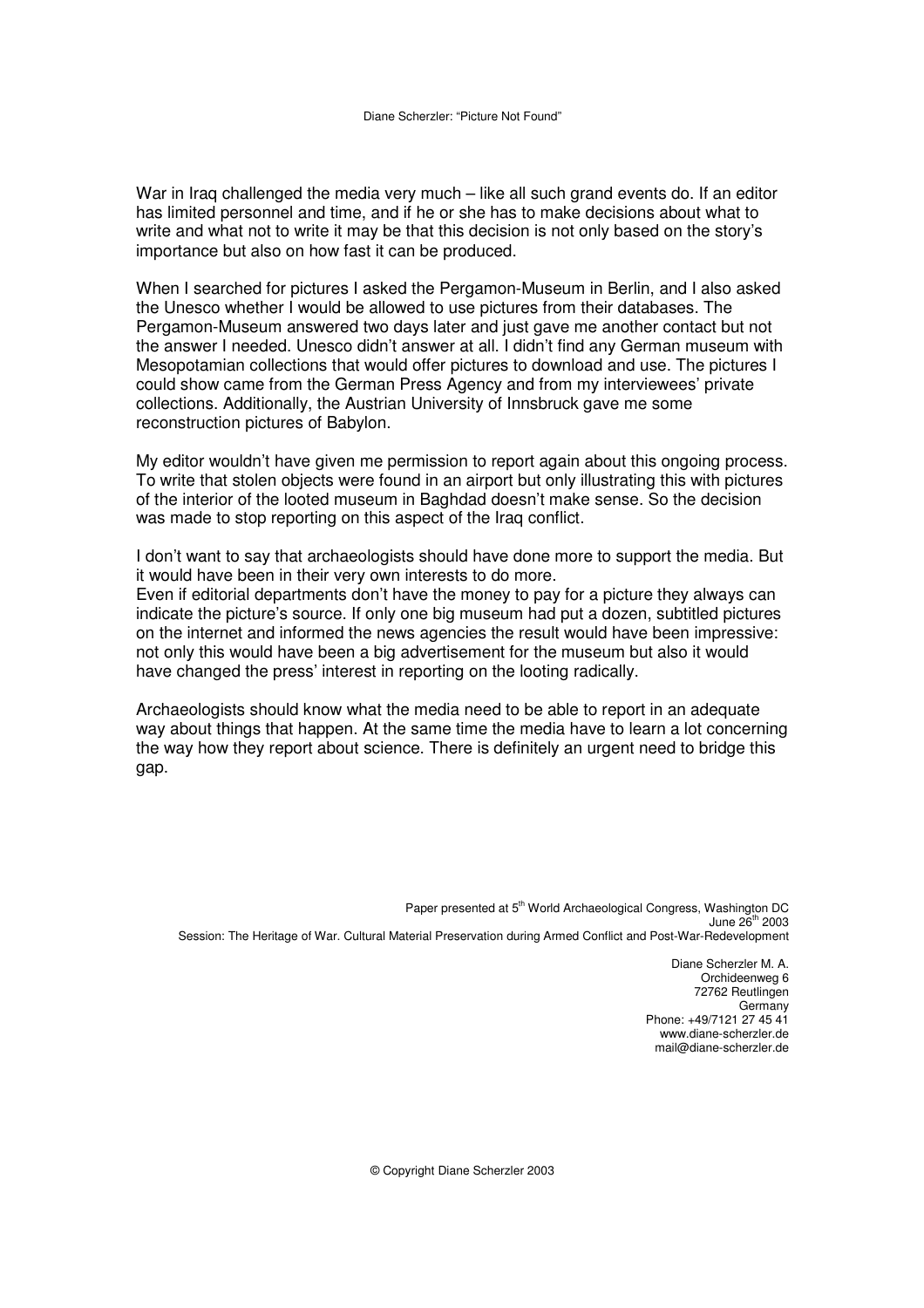War in Iraq challenged the media very much – like all such grand events do. If an editor has limited personnel and time, and if he or she has to make decisions about what to write and what not to write it may be that this decision is not only based on the story's importance but also on how fast it can be produced.

When I searched for pictures I asked the Pergamon-Museum in Berlin, and I also asked the Unesco whether I would be allowed to use pictures from their databases. The Pergamon-Museum answered two days later and just gave me another contact but not the answer I needed. Unesco didn't answer at all. I didn't find any German museum with Mesopotamian collections that would offer pictures to download and use. The pictures I could show came from the German Press Agency and from my interviewees' private collections. Additionally, the Austrian University of Innsbruck gave me some reconstruction pictures of Babylon.

My editor wouldn't have given me permission to report again about this ongoing process. To write that stolen objects were found in an airport but only illustrating this with pictures of the interior of the looted museum in Baghdad doesn't make sense. So the decision was made to stop reporting on this aspect of the Iraq conflict.

I don't want to say that archaeologists should have done more to support the media. But it would have been in their very own interests to do more.
Even if editorial departments don't have the money to pay for a picture they always can indicate the picture's source. If only one big museum had put a dozen, subtitled pictures on the internet and informed the news agencies the result would have been impressive: not only this would have been a big advertisement for the museum but also it would have changed the press' interest in reporting on the looting radically.

Archaeologists should know what the media need to be able to report in an adequate way about things that happen. At the same time the media have to learn a lot concerning the way how they report about science. There is definitely an urgent need to bridge this gap.

Paper presented at 5th World Archaeological Congress, Washington DC
June 26th 2003
Session: The Heritage of War. Cultural Material Preservation during Armed Conflict and Post-War-Redevelopment

Diane Scherzler M. A.
Orchideenweg 6
72762 Reutlingen
Germany
Phone: +49/7121 27 45 41
www.diane-scherzler.de
mail@diane-scherzler.de

© Copyright Diane Scherzler 2003